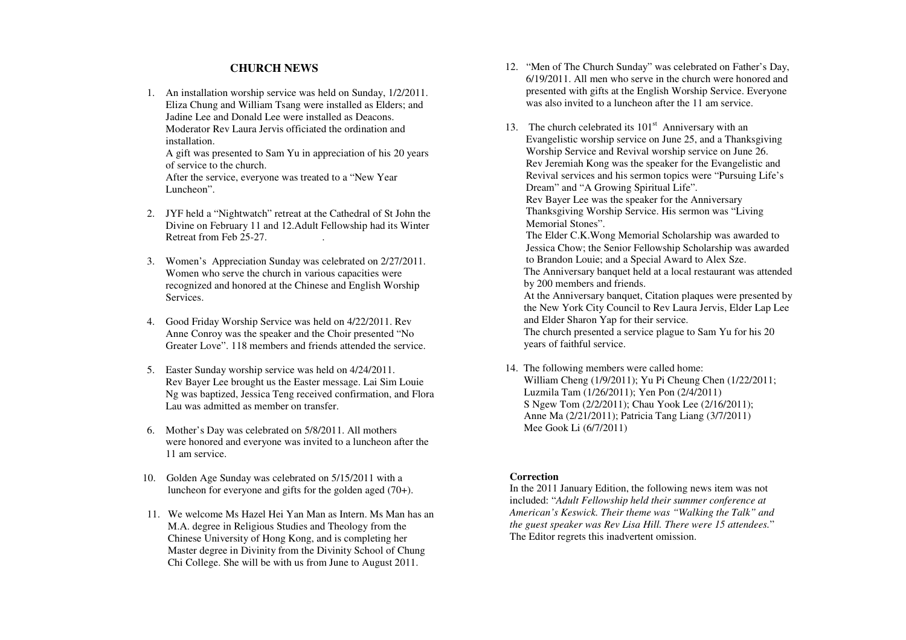## CHURCH NEWS

1. An installation worship service was held on Sunday, 1/2/2011. Eliza Chung and William Tsang were installed as Elders; and Jadine Lee and Donald Lee were installed as Deacons. Moderator Rev Laura Jervis officiated the ordination and installation.
   A gift was presented to Sam Yu in appreciation of his 20 years of service to the church.
   After the service, everyone was treated to a "New Year Luncheon".

2. JYF held a "Nightwatch" retreat at the Cathedral of St John the Divine on February 11 and 12.Adult Fellowship had its Winter Retreat from Feb 25-27.

3. Women's Appreciation Sunday was celebrated on 2/27/2011. Women who serve the church in various capacities were recognized and honored at the Chinese and English Worship Services.

4. Good Friday Worship Service was held on 4/22/2011. Rev Anne Conroy was the speaker and the Choir presented "No Greater Love". 118 members and friends attended the service.

5. Easter Sunday worship service was held on 4/24/2011. Rev Bayer Lee brought us the Easter message. Lai Sim Louie Ng was baptized, Jessica Teng received confirmation, and Flora Lau was admitted as member on transfer.

6. Mother's Day was celebrated on 5/8/2011. All mothers were honored and everyone was invited to a luncheon after the 11 am service.

10. Golden Age Sunday was celebrated on 5/15/2011 with a luncheon for everyone and gifts for the golden aged (70+).

11. We welcome Ms Hazel Hei Yan Man as Intern. Ms Man has an M.A. degree in Religious Studies and Theology from the Chinese University of Hong Kong, and is completing her Master degree in Divinity from the Divinity School of Chung Chi College. She will be with us from June to August 2011.

12. "Men of The Church Sunday" was celebrated on Father's Day, 6/19/2011. All men who serve in the church were honored and presented with gifts at the English Worship Service. Everyone was also invited to a luncheon after the 11 am service.

13. The church celebrated its 101st Anniversary with an Evangelistic worship service on June 25, and a Thanksgiving Worship Service and Revival worship service on June 26. Rev Jeremiah Kong was the speaker for the Evangelistic and Revival services and his sermon topics were "Pursuing Life's Dream" and "A Growing Spiritual Life".
    Rev Bayer Lee was the speaker for the Anniversary Thanksgiving Worship Service. His sermon was "Living Memorial Stones".
    The Elder C.K.Wong Memorial Scholarship was awarded to Jessica Chow; the Senior Fellowship Scholarship was awarded to Brandon Louie; and a Special Award to Alex Sze.
    The Anniversary banquet held at a local restaurant was attended by 200 members and friends.
    At the Anniversary banquet, Citation plaques were presented by the New York City Council to Rev Laura Jervis, Elder Lap Lee and Elder Sharon Yap for their service.
    The church presented a service plague to Sam Yu for his 20 years of faithful service.

14. The following members were called home:
    William Cheng (1/9/2011); Yu Pi Cheung Chen (1/22/2011; Luzmila Tam (1/26/2011); Yen Pon (2/4/2011)
    S Ngew Tom (2/2/2011); Chau Yook Lee (2/16/2011);
    Anne Ma (2/21/2011); Patricia Tang Liang (3/7/2011)
    Mee Gook Li (6/7/2011)

**Correction**

In the 2011 January Edition, the following news item was not included: "*Adult Fellowship held their summer conference at American's Keswick. Their theme was "Walking the Talk" and the guest speaker was Rev Lisa Hill. There were 15 attendees.*" The Editor regrets this inadvertent omission.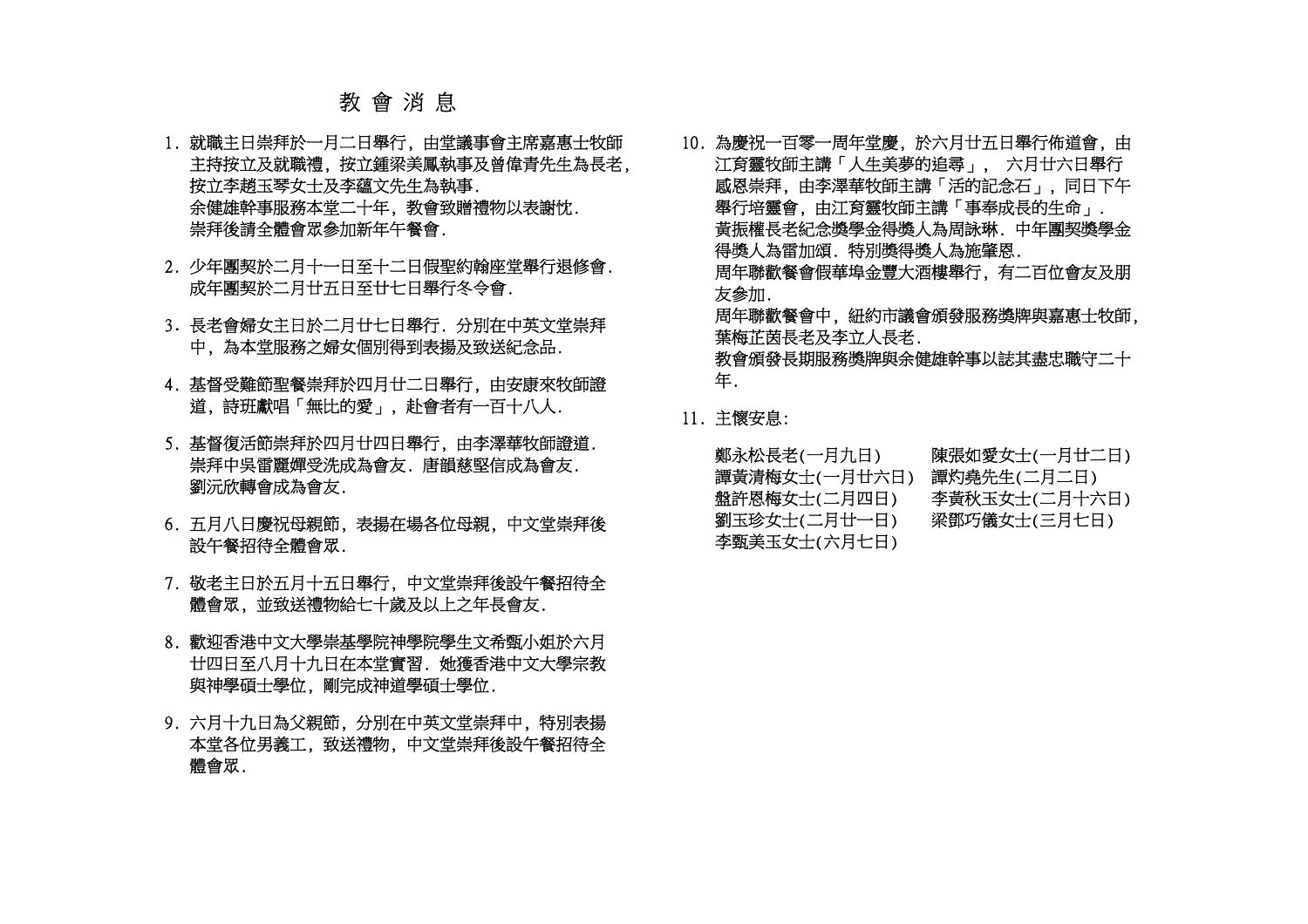# 教 會 消 息

1. 就職主日崇拜於一月二日舉行，由堂議事會主席嘉惠士牧師主持按立及就職禮，按立鍾梁美鳳執事及曾偉青先生為長老，按立李趙玉琴女士及李蘊文先生為執事.
   余健雄幹事服務本堂二十年，教會致贈禮物以表謝忱.
   崇拜後請全體會眾參加新年午餐會.

2. 少年團契於二月十一日至十二日假聖約翰座堂舉行退修會.
   成年團契於二月廿五日至廿七日舉行冬令會.

3. 長老會婦女主日於二月廿七日舉行. 分別在中英文堂崇拜中，為本堂服務之婦女個別得到表揚及致送紀念品.

4. 基督受難節聖餐崇拜於四月廿二日舉行，由安康來牧師證道，詩班獻唱「無比的愛」，赴會者有一百十八人.

5. 基督復活節崇拜於四月廿四日舉行，由李澤華牧師證道.
   崇拜中吳雷麗嬋受洗成為會友. 唐韻慈堅信成為會友.
   劉沅欣轉會成為會友.

6. 五月八日慶祝母親節，表揚在場各位母親，中文堂崇拜後設午餐招待全體會眾.

7. 敬老主日於五月十五日舉行，中文堂崇拜後設午餐招待全體會眾，並致送禮物給七十歲及以上之年長會友.

8. 歡迎香港中文大學崇基學院神學院學生文希甄小姐於六月廿四日至八月十九日在本堂實習. 她獲香港中文大學宗教與神學碩士學位，剛完成神道學碩士學位.

9. 六月十九日為父親節，分別在中英文堂崇拜中，特別表揚本堂各位男義工，致送禮物，中文堂崇拜後設午餐招待全體會眾.

10. 為慶祝一百零一周年堂慶，於六月廿五日舉行佈道會，由江育靈牧師主講「人生美夢的追尋」， 六月廿六日舉行感恩崇拜，由李澤華牧師主講「活的記念石」，同日下午舉行培靈會，由江育靈牧師主講「事奉成長的生命」.
    黃振權長老紀念獎學金得獎人為周詠琳. 中年團契獎學金得獎人為雷加頌. 特別獎得獎人為施肇恩.
    周年聯歡餐會假華埠金豐大酒樓舉行，有二百位會友及朋友參加.
    周年聯歡餐會中，紐約市議會頒發服務獎牌與嘉惠士牧師，葉梅芷茵長老及李立人長老.
    教會頒發長期服務獎牌與余健雄幹事以誌其盡忠職守二十年.

11. 主懷安息:

    鄭永松長老(一月九日)
    陳張如愛女士(一月廿二日)
    譚黃清梅女士(一月廿六日)
    譚灼堯先生(二月二日)
    盤許恩梅女士(二月四日)
    李黃秋玉女士(二月十六日)
    劉玉珍女士(二月廿一日)
    梁鄧巧儀女士(三月七日)
    李甄美玉女士(六月七日)